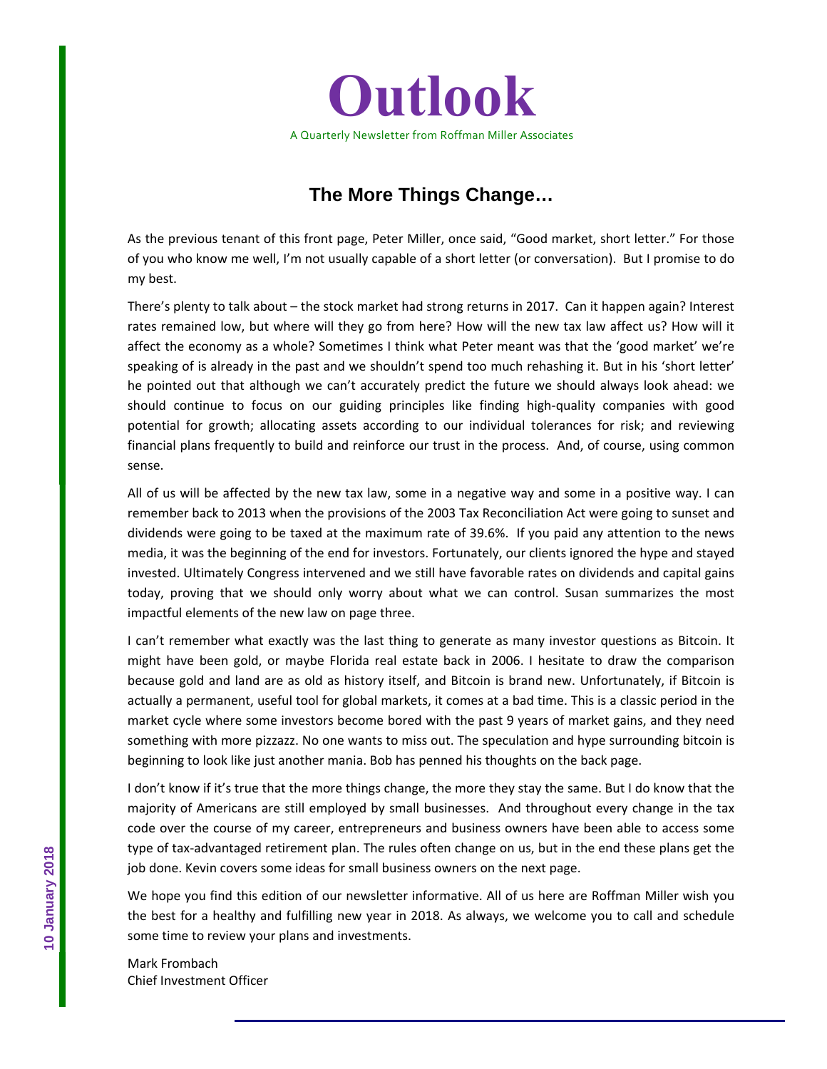# Outlook

A Quarterly Newsletter from Roffman Miller Associates

10 January 2018

## The More Things Change…

As the previous tenant of this front page, Peter Miller, once said, "Good market, short letter." For those of you who know me well, I'm not usually capable of a short letter (or conversation). But I promise to do my best.

There's plenty to talk about – the stock market had strong returns in 2017. Can it happen again? Interest rates remained low, but where will they go from here? How will the new tax law affect us? How will it affect the economy as a whole? Sometimes I think what Peter meant was that the 'good market' we're speaking of is already in the past and we shouldn't spend too much rehashing it. But in his 'short letter' he pointed out that although we can't accurately predict the future we should always look ahead: we should continue to focus on our guiding principles like finding high-quality companies with good potential for growth; allocating assets according to our individual tolerances for risk; and reviewing financial plans frequently to build and reinforce our trust in the process. And, of course, using common sense.

All of us will be affected by the new tax law, some in a negative way and some in a positive way. I can remember back to 2013 when the provisions of the 2003 Tax Reconciliation Act were going to sunset and dividends were going to be taxed at the maximum rate of 39.6%. If you paid any attention to the news media, it was the beginning of the end for investors. Fortunately, our clients ignored the hype and stayed invested. Ultimately Congress intervened and we still have favorable rates on dividends and capital gains today, proving that we should only worry about what we can control. Susan summarizes the most impactful elements of the new law on page three.

I can't remember what exactly was the last thing to generate as many investor questions as Bitcoin. It might have been gold, or maybe Florida real estate back in 2006. I hesitate to draw the comparison because gold and land are as old as history itself, and Bitcoin is brand new. Unfortunately, if Bitcoin is actually a permanent, useful tool for global markets, it comes at a bad time. This is a classic period in the market cycle where some investors become bored with the past 9 years of market gains, and they need something with more pizzazz. No one wants to miss out. The speculation and hype surrounding bitcoin is beginning to look like just another mania. Bob has penned his thoughts on the back page.

I don't know if it's true that the more things change, the more they stay the same. But I do know that the majority of Americans are still employed by small businesses. And throughout every change in the tax code over the course of my career, entrepreneurs and business owners have been able to access some type of tax-advantaged retirement plan. The rules often change on us, but in the end these plans get the job done. Kevin covers some ideas for small business owners on the next page.

We hope you find this edition of our newsletter informative. All of us here are Roffman Miller wish you the best for a healthy and fulfilling new year in 2018. As always, we welcome you to call and schedule some time to review your plans and investments.

Mark Frombach
Chief Investment Officer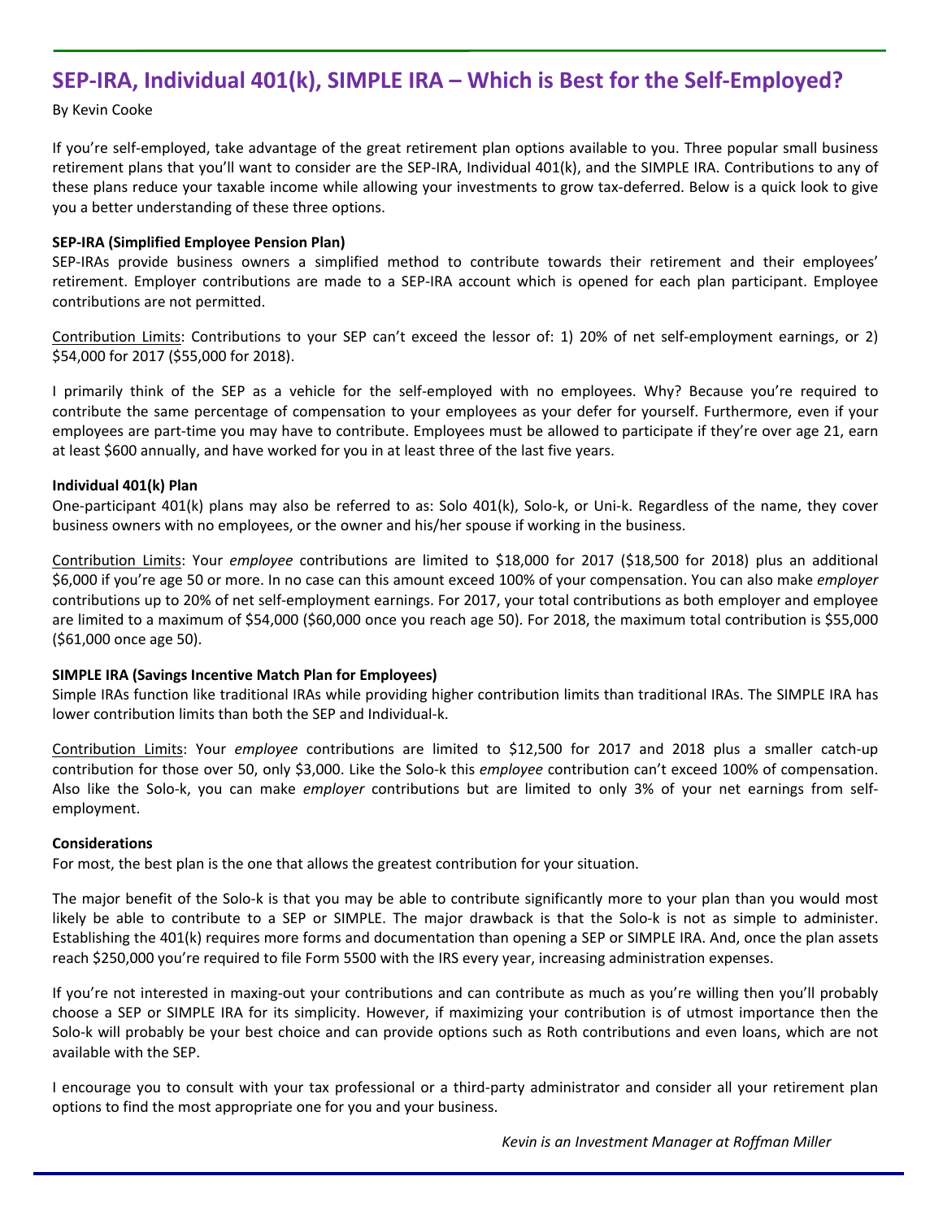## SEP-IRA, Individual 401(k), SIMPLE IRA – Which is Best for the Self-Employed?

By Kevin Cooke

If you're self-employed, take advantage of the great retirement plan options available to you. Three popular small business retirement plans that you'll want to consider are the SEP-IRA, Individual 401(k), and the SIMPLE IRA. Contributions to any of these plans reduce your taxable income while allowing your investments to grow tax-deferred. Below is a quick look to give you a better understanding of these three options.

**SEP-IRA (Simplified Employee Pension Plan)**

SEP-IRAs provide business owners a simplified method to contribute towards their retirement and their employees' retirement. Employer contributions are made to a SEP-IRA account which is opened for each plan participant. Employee contributions are not permitted.

Contribution Limits: Contributions to your SEP can't exceed the lessor of: 1) 20% of net self-employment earnings, or 2) $54,000 for 2017 ($55,000 for 2018).

I primarily think of the SEP as a vehicle for the self-employed with no employees. Why? Because you're required to contribute the same percentage of compensation to your employees as your defer for yourself. Furthermore, even if your employees are part-time you may have to contribute. Employees must be allowed to participate if they're over age 21, earn at least $600 annually, and have worked for you in at least three of the last five years.

**Individual 401(k) Plan**

One-participant 401(k) plans may also be referred to as: Solo 401(k), Solo-k, or Uni-k. Regardless of the name, they cover business owners with no employees, or the owner and his/her spouse if working in the business.

Contribution Limits: Your *employee* contributions are limited to $18,000 for 2017 ($18,500 for 2018) plus an additional $6,000 if you're age 50 or more. In no case can this amount exceed 100% of your compensation. You can also make *employer* contributions up to 20% of net self-employment earnings. For 2017, your total contributions as both employer and employee are limited to a maximum of $54,000 ($60,000 once you reach age 50). For 2018, the maximum total contribution is $55,000 ($61,000 once age 50).

**SIMPLE IRA (Savings Incentive Match Plan for Employees)**

Simple IRAs function like traditional IRAs while providing higher contribution limits than traditional IRAs. The SIMPLE IRA has lower contribution limits than both the SEP and Individual-k.

Contribution Limits: Your *employee* contributions are limited to $12,500 for 2017 and 2018 plus a smaller catch-up contribution for those over 50, only $3,000. Like the Solo-k this *employee* contribution can't exceed 100% of compensation. Also like the Solo-k, you can make *employer* contributions but are limited to only 3% of your net earnings from self-employment.

**Considerations**

For most, the best plan is the one that allows the greatest contribution for your situation.

The major benefit of the Solo-k is that you may be able to contribute significantly more to your plan than you would most likely be able to contribute to a SEP or SIMPLE. The major drawback is that the Solo-k is not as simple to administer. Establishing the 401(k) requires more forms and documentation than opening a SEP or SIMPLE IRA. And, once the plan assets reach $250,000 you're required to file Form 5500 with the IRS every year, increasing administration expenses.

If you're not interested in maxing-out your contributions and can contribute as much as you're willing then you'll probably choose a SEP or SIMPLE IRA for its simplicity. However, if maximizing your contribution is of utmost importance then the Solo-k will probably be your best choice and can provide options such as Roth contributions and even loans, which are not available with the SEP.

I encourage you to consult with your tax professional or a third-party administrator and consider all your retirement plan options to find the most appropriate one for you and your business.

*Kevin is an Investment Manager at Roffman Miller*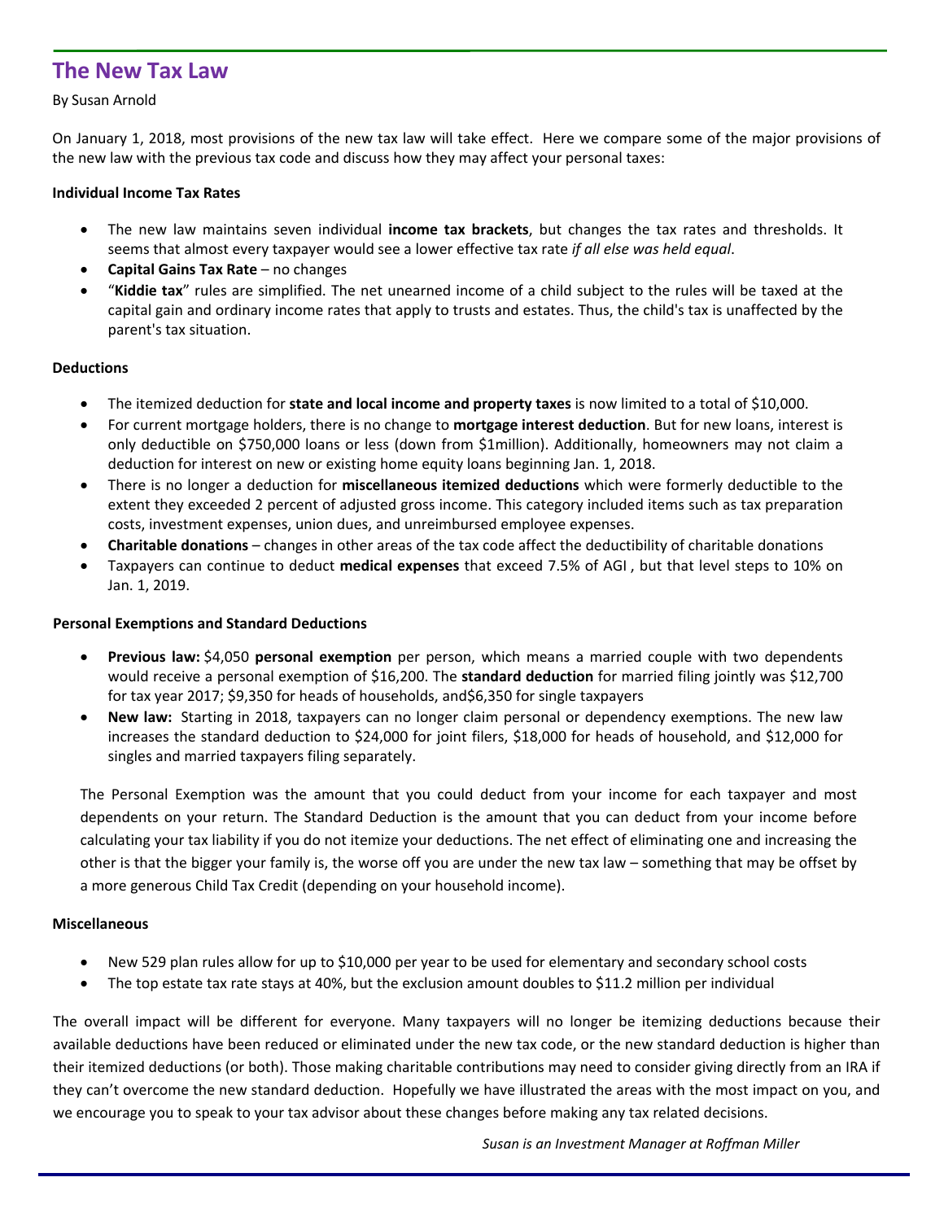## The New Tax Law

By Susan Arnold

On January 1, 2018, most provisions of the new tax law will take effect. Here we compare some of the major provisions of the new law with the previous tax code and discuss how they may affect your personal taxes:

**Individual Income Tax Rates**

- The new law maintains seven individual **income tax brackets**, but changes the tax rates and thresholds. It seems that almost every taxpayer would see a lower effective tax rate *if all else was held equal*.
- **Capital Gains Tax Rate** – no changes
- "**Kiddie tax**" rules are simplified. The net unearned income of a child subject to the rules will be taxed at the capital gain and ordinary income rates that apply to trusts and estates. Thus, the child's tax is unaffected by the parent's tax situation.

**Deductions**

- The itemized deduction for **state and local income and property taxes** is now limited to a total of $10,000.
- For current mortgage holders, there is no change to **mortgage interest deduction**. But for new loans, interest is only deductible on $750,000 loans or less (down from $1million). Additionally, homeowners may not claim a deduction for interest on new or existing home equity loans beginning Jan. 1, 2018.
- There is no longer a deduction for **miscellaneous itemized deductions** which were formerly deductible to the extent they exceeded 2 percent of adjusted gross income. This category included items such as tax preparation costs, investment expenses, union dues, and unreimbursed employee expenses.
- **Charitable donations** – changes in other areas of the tax code affect the deductibility of charitable donations
- Taxpayers can continue to deduct **medical expenses** that exceed 7.5% of AGI , but that level steps to 10% on Jan. 1, 2019.

**Personal Exemptions and Standard Deductions**

- **Previous law:** $4,050 **personal exemption** per person, which means a married couple with two dependents would receive a personal exemption of $16,200. The **standard deduction** for married filing jointly was $12,700 for tax year 2017; $9,350 for heads of households, and$6,350 for single taxpayers
- **New law:** Starting in 2018, taxpayers can no longer claim personal or dependency exemptions. The new law increases the standard deduction to $24,000 for joint filers, $18,000 for heads of household, and $12,000 for singles and married taxpayers filing separately.

The Personal Exemption was the amount that you could deduct from your income for each taxpayer and most dependents on your return. The Standard Deduction is the amount that you can deduct from your income before calculating your tax liability if you do not itemize your deductions. The net effect of eliminating one and increasing the other is that the bigger your family is, the worse off you are under the new tax law – something that may be offset by a more generous Child Tax Credit (depending on your household income).

**Miscellaneous**

- New 529 plan rules allow for up to $10,000 per year to be used for elementary and secondary school costs
- The top estate tax rate stays at 40%, but the exclusion amount doubles to $11.2 million per individual

The overall impact will be different for everyone. Many taxpayers will no longer be itemizing deductions because their available deductions have been reduced or eliminated under the new tax code, or the new standard deduction is higher than their itemized deductions (or both). Those making charitable contributions may need to consider giving directly from an IRA if they can't overcome the new standard deduction. Hopefully we have illustrated the areas with the most impact on you, and we encourage you to speak to your tax advisor about these changes before making any tax related decisions.

*Susan is an Investment Manager at Roffman Miller*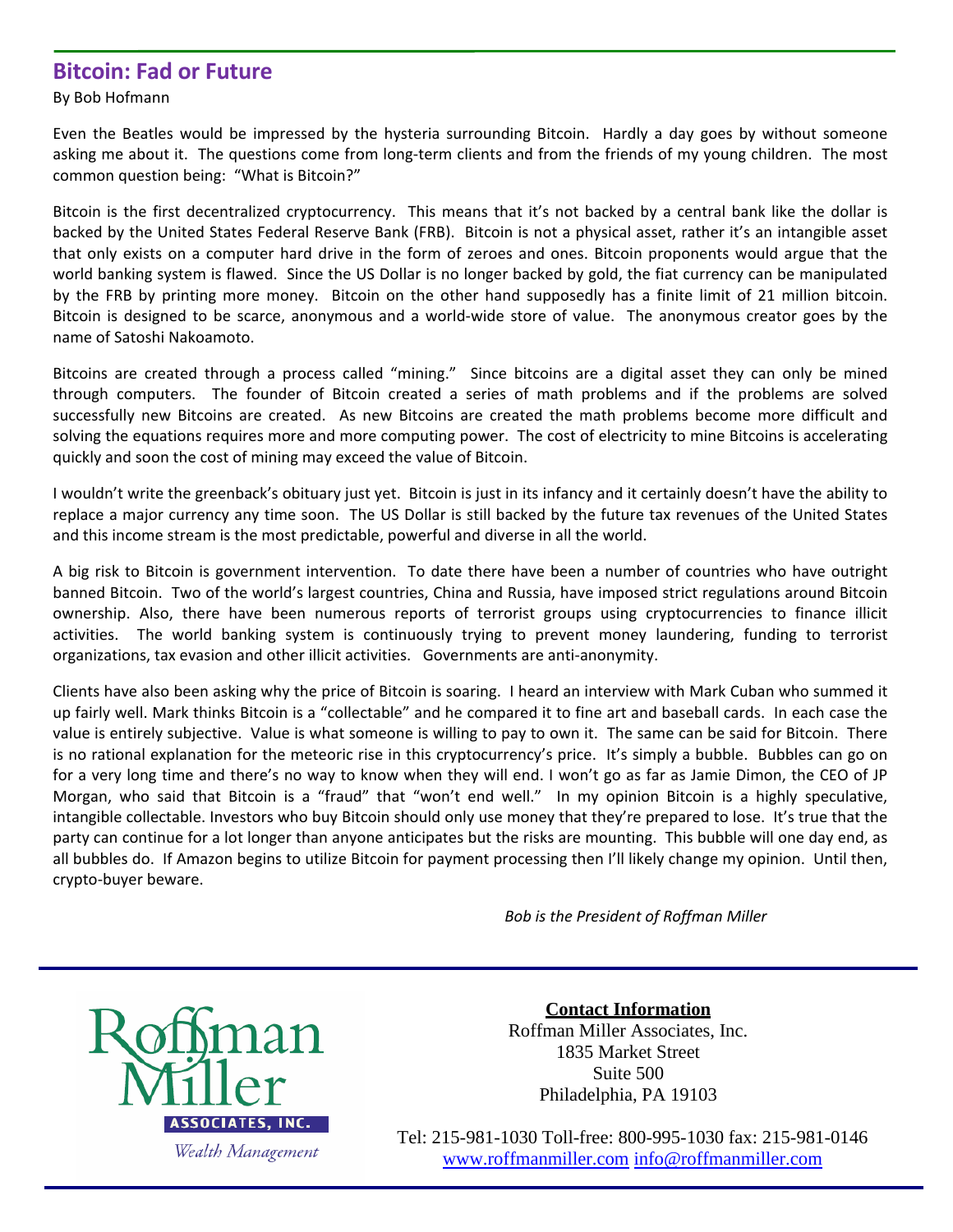## Bitcoin: Fad or Future

By Bob Hofmann

Even the Beatles would be impressed by the hysteria surrounding Bitcoin. Hardly a day goes by without someone asking me about it. The questions come from long-term clients and from the friends of my young children. The most common question being: "What is Bitcoin?"

Bitcoin is the first decentralized cryptocurrency. This means that it's not backed by a central bank like the dollar is backed by the United States Federal Reserve Bank (FRB). Bitcoin is not a physical asset, rather it's an intangible asset that only exists on a computer hard drive in the form of zeroes and ones. Bitcoin proponents would argue that the world banking system is flawed. Since the US Dollar is no longer backed by gold, the fiat currency can be manipulated by the FRB by printing more money. Bitcoin on the other hand supposedly has a finite limit of 21 million bitcoin. Bitcoin is designed to be scarce, anonymous and a world-wide store of value. The anonymous creator goes by the name of Satoshi Nakoamoto.

Bitcoins are created through a process called "mining." Since bitcoins are a digital asset they can only be mined through computers. The founder of Bitcoin created a series of math problems and if the problems are solved successfully new Bitcoins are created. As new Bitcoins are created the math problems become more difficult and solving the equations requires more and more computing power. The cost of electricity to mine Bitcoins is accelerating quickly and soon the cost of mining may exceed the value of Bitcoin.

I wouldn't write the greenback's obituary just yet. Bitcoin is just in its infancy and it certainly doesn't have the ability to replace a major currency any time soon. The US Dollar is still backed by the future tax revenues of the United States and this income stream is the most predictable, powerful and diverse in all the world.

A big risk to Bitcoin is government intervention. To date there have been a number of countries who have outright banned Bitcoin. Two of the world's largest countries, China and Russia, have imposed strict regulations around Bitcoin ownership. Also, there have been numerous reports of terrorist groups using cryptocurrencies to finance illicit activities. The world banking system is continuously trying to prevent money laundering, funding to terrorist organizations, tax evasion and other illicit activities. Governments are anti-anonymity.

Clients have also been asking why the price of Bitcoin is soaring. I heard an interview with Mark Cuban who summed it up fairly well. Mark thinks Bitcoin is a "collectable" and he compared it to fine art and baseball cards. In each case the value is entirely subjective. Value is what someone is willing to pay to own it. The same can be said for Bitcoin. There is no rational explanation for the meteoric rise in this cryptocurrency's price. It's simply a bubble. Bubbles can go on for a very long time and there's no way to know when they will end. I won't go as far as Jamie Dimon, the CEO of JP Morgan, who said that Bitcoin is a "fraud" that "won't end well." In my opinion Bitcoin is a highly speculative, intangible collectable. Investors who buy Bitcoin should only use money that they're prepared to lose. It's true that the party can continue for a lot longer than anyone anticipates but the risks are mounting. This bubble will one day end, as all bubbles do. If Amazon begins to utilize Bitcoin for payment processing then I'll likely change my opinion. Until then, crypto-buyer beware.

*Bob is the President of Roffman Miller*

Roffman Miller
ASSOCIATES, INC.
Wealth Management

**Contact Information**

Roffman Miller Associates, Inc.
1835 Market Street
Suite 500
Philadelphia, PA 19103

Tel: 215-981-1030 Toll-free: 800-995-1030 fax: 215-981-0146
www.roffmanmiller.com info@roffmanmiller.com